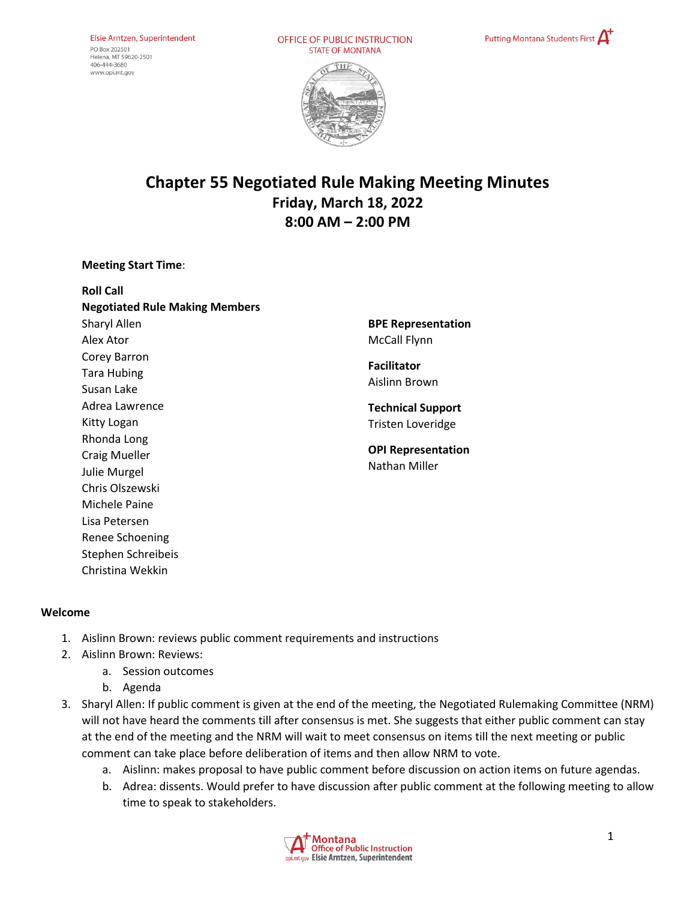# Chapter 55 Negotiated Rule Making Meeting Minutes

## Friday, March 18, 2022
## 8:00 AM – 2:00 PM

**Meeting Start Time**:

**Roll Call**

**Negotiated Rule Making Members**

Sharyl Allen
Alex Ator
Corey Barron
Tara Hubing
Susan Lake
Adrea Lawrence
Kitty Logan
Rhonda Long
Craig Mueller
Julie Murgel
Chris Olszewski
Michele Paine
Lisa Petersen
Renee Schoening
Stephen Schreibeis
Christina Wekkin

**BPE Representation**
McCall Flynn

**Facilitator**
Aislinn Brown

**Technical Support**
Tristen Loveridge

**OPI Representation**
Nathan Miller

**Welcome**

1. Aislinn Brown: reviews public comment requirements and instructions
2. Aislinn Brown: Reviews:
   a. Session outcomes
   b. Agenda
3. Sharyl Allen: If public comment is given at the end of the meeting, the Negotiated Rulemaking Committee (NRM) will not have heard the comments till after consensus is met. She suggests that either public comment can stay at the end of the meeting and the NRM will wait to meet consensus on items till the next meeting or public comment can take place before deliberation of items and then allow NRM to vote.
   a. Aislinn: makes proposal to have public comment before discussion on action items on future agendas.
   b. Adrea: dissents. Would prefer to have discussion after public comment at the following meeting to allow time to speak to stakeholders.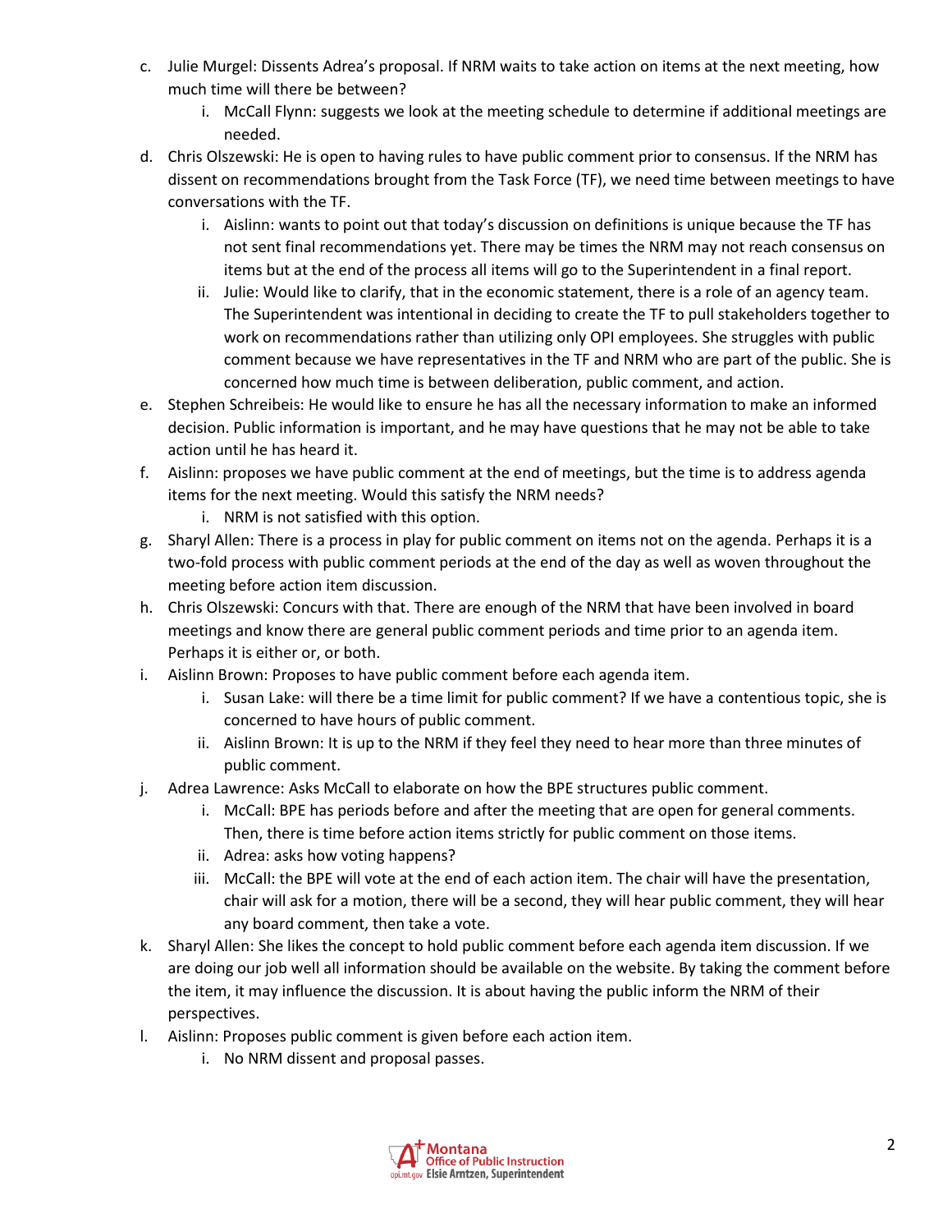c. Julie Murgel: Dissents Adrea's proposal. If NRM waits to take action on items at the next meeting, how much time will there be between?
    i. McCall Flynn: suggests we look at the meeting schedule to determine if additional meetings are needed.

d. Chris Olszewski: He is open to having rules to have public comment prior to consensus. If the NRM has dissent on recommendations brought from the Task Force (TF), we need time between meetings to have conversations with the TF.
    i. Aislinn: wants to point out that today's discussion on definitions is unique because the TF has not sent final recommendations yet. There may be times the NRM may not reach consensus on items but at the end of the process all items will go to the Superintendent in a final report.
    ii. Julie: Would like to clarify, that in the economic statement, there is a role of an agency team. The Superintendent was intentional in deciding to create the TF to pull stakeholders together to work on recommendations rather than utilizing only OPI employees. She struggles with public comment because we have representatives in the TF and NRM who are part of the public. She is concerned how much time is between deliberation, public comment, and action.

e. Stephen Schreibeis: He would like to ensure he has all the necessary information to make an informed decision. Public information is important, and he may have questions that he may not be able to take action until he has heard it.

f. Aislinn: proposes we have public comment at the end of meetings, but the time is to address agenda items for the next meeting. Would this satisfy the NRM needs?
    i. NRM is not satisfied with this option.

g. Sharyl Allen: There is a process in play for public comment on items not on the agenda. Perhaps it is a two-fold process with public comment periods at the end of the day as well as woven throughout the meeting before action item discussion.

h. Chris Olszewski: Concurs with that. There are enough of the NRM that have been involved in board meetings and know there are general public comment periods and time prior to an agenda item. Perhaps it is either or, or both.

i. Aislinn Brown: Proposes to have public comment before each agenda item.
    i. Susan Lake: will there be a time limit for public comment? If we have a contentious topic, she is concerned to have hours of public comment.
    ii. Aislinn Brown: It is up to the NRM if they feel they need to hear more than three minutes of public comment.

j. Adrea Lawrence: Asks McCall to elaborate on how the BPE structures public comment.
    i. McCall: BPE has periods before and after the meeting that are open for general comments. Then, there is time before action items strictly for public comment on those items.
    ii. Adrea: asks how voting happens?
    iii. McCall: the BPE will vote at the end of each action item. The chair will have the presentation, chair will ask for a motion, there will be a second, they will hear public comment, they will hear any board comment, then take a vote.

k. Sharyl Allen: She likes the concept to hold public comment before each agenda item discussion. If we are doing our job well all information should be available on the website. By taking the comment before the item, it may influence the discussion. It is about having the public inform the NRM of their perspectives.

l. Aislinn: Proposes public comment is given before each action item.
    i. No NRM dissent and proposal passes.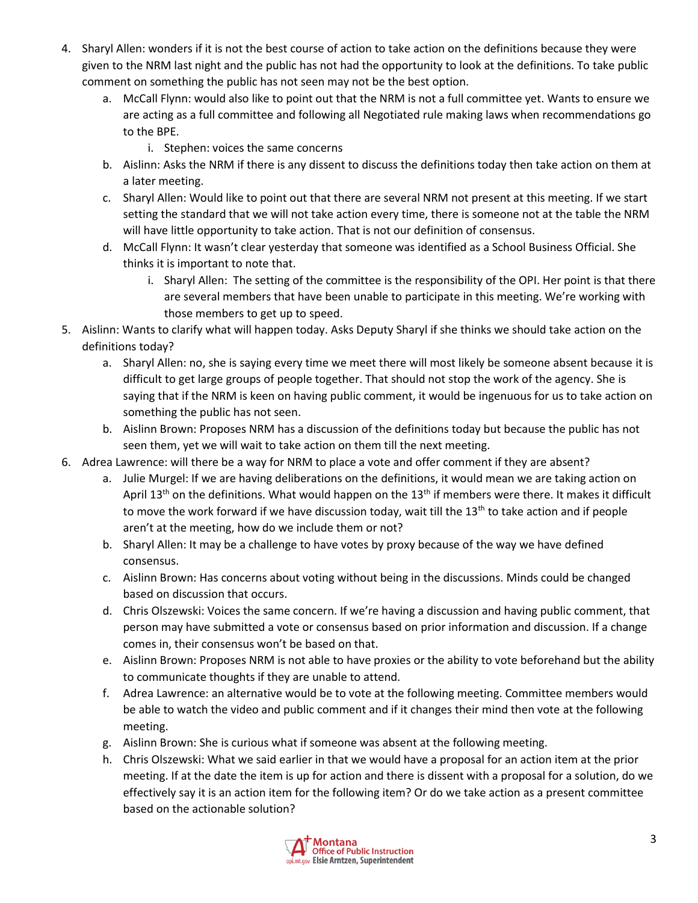4. Sharyl Allen: wonders if it is not the best course of action to take action on the definitions because they were given to the NRM last night and the public has not had the opportunity to look at the definitions. To take public comment on something the public has not seen may not be the best option.
    a. McCall Flynn: would also like to point out that the NRM is not a full committee yet. Wants to ensure we are acting as a full committee and following all Negotiated rule making laws when recommendations go to the BPE.
        i. Stephen: voices the same concerns
    b. Aislinn: Asks the NRM if there is any dissent to discuss the definitions today then take action on them at a later meeting.
    c. Sharyl Allen: Would like to point out that there are several NRM not present at this meeting. If we start setting the standard that we will not take action every time, there is someone not at the table the NRM will have little opportunity to take action. That is not our definition of consensus.
    d. McCall Flynn: It wasn't clear yesterday that someone was identified as a School Business Official. She thinks it is important to note that.
        i. Sharyl Allen: The setting of the committee is the responsibility of the OPI. Her point is that there are several members that have been unable to participate in this meeting. We're working with those members to get up to speed.
5. Aislinn: Wants to clarify what will happen today. Asks Deputy Sharyl if she thinks we should take action on the definitions today?
    a. Sharyl Allen: no, she is saying every time we meet there will most likely be someone absent because it is difficult to get large groups of people together. That should not stop the work of the agency. She is saying that if the NRM is keen on having public comment, it would be ingenuous for us to take action on something the public has not seen.
    b. Aislinn Brown: Proposes NRM has a discussion of the definitions today but because the public has not seen them, yet we will wait to take action on them till the next meeting.
6. Adrea Lawrence: will there be a way for NRM to place a vote and offer comment if they are absent?
    a. Julie Murgel: If we are having deliberations on the definitions, it would mean we are taking action on April 13th on the definitions. What would happen on the 13th if members were there. It makes it difficult to move the work forward if we have discussion today, wait till the 13th to take action and if people aren't at the meeting, how do we include them or not?
    b. Sharyl Allen: It may be a challenge to have votes by proxy because of the way we have defined consensus.
    c. Aislinn Brown: Has concerns about voting without being in the discussions. Minds could be changed based on discussion that occurs.
    d. Chris Olszewski: Voices the same concern. If we're having a discussion and having public comment, that person may have submitted a vote or consensus based on prior information and discussion. If a change comes in, their consensus won't be based on that.
    e. Aislinn Brown: Proposes NRM is not able to have proxies or the ability to vote beforehand but the ability to communicate thoughts if they are unable to attend.
    f. Adrea Lawrence: an alternative would be to vote at the following meeting. Committee members would be able to watch the video and public comment and if it changes their mind then vote at the following meeting.
    g. Aislinn Brown: She is curious what if someone was absent at the following meeting.
    h. Chris Olszewski: What we said earlier in that we would have a proposal for an action item at the prior meeting. If at the date the item is up for action and there is dissent with a proposal for a solution, do we effectively say it is an action item for the following item? Or do we take action as a present committee based on the actionable solution?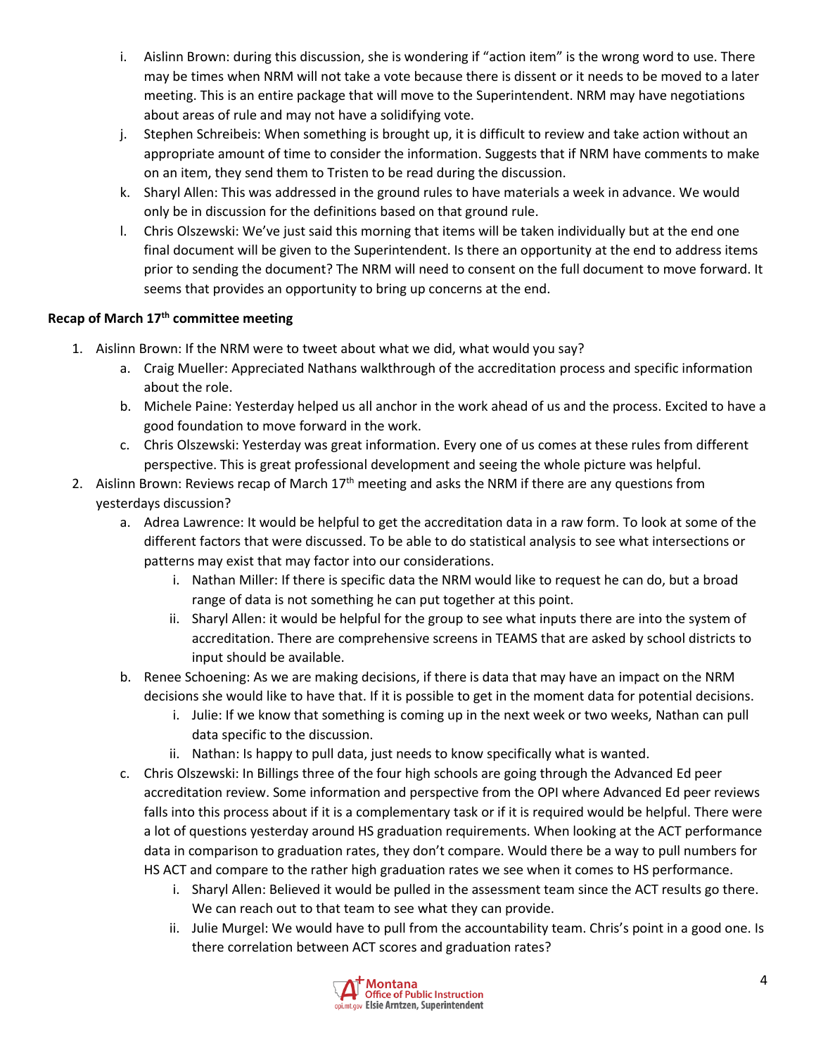i. Aislinn Brown: during this discussion, she is wondering if "action item" is the wrong word to use. There may be times when NRM will not take a vote because there is dissent or it needs to be moved to a later meeting. This is an entire package that will move to the Superintendent. NRM may have negotiations about areas of rule and may not have a solidifying vote.

j. Stephen Schreibeis: When something is brought up, it is difficult to review and take action without an appropriate amount of time to consider the information. Suggests that if NRM have comments to make on an item, they send them to Tristen to be read during the discussion.

k. Sharyl Allen: This was addressed in the ground rules to have materials a week in advance. We would only be in discussion for the definitions based on that ground rule.

l. Chris Olszewski: We've just said this morning that items will be taken individually but at the end one final document will be given to the Superintendent. Is there an opportunity at the end to address items prior to sending the document? The NRM will need to consent on the full document to move forward. It seems that provides an opportunity to bring up concerns at the end.

**Recap of March 17th committee meeting**

1. Aislinn Brown: If the NRM were to tweet about what we did, what would you say?
   a. Craig Mueller: Appreciated Nathans walkthrough of the accreditation process and specific information about the role.
   b. Michele Paine: Yesterday helped us all anchor in the work ahead of us and the process. Excited to have a good foundation to move forward in the work.
   c. Chris Olszewski: Yesterday was great information. Every one of us comes at these rules from different perspective. This is great professional development and seeing the whole picture was helpful.
2. Aislinn Brown: Reviews recap of March 17th meeting and asks the NRM if there are any questions from yesterdays discussion?
   a. Adrea Lawrence: It would be helpful to get the accreditation data in a raw form. To look at some of the different factors that were discussed. To be able to do statistical analysis to see what intersections or patterns may exist that may factor into our considerations.
      i. Nathan Miller: If there is specific data the NRM would like to request he can do, but a broad range of data is not something he can put together at this point.
      ii. Sharyl Allen: it would be helpful for the group to see what inputs there are into the system of accreditation. There are comprehensive screens in TEAMS that are asked by school districts to input should be available.
   b. Renee Schoening: As we are making decisions, if there is data that may have an impact on the NRM decisions she would like to have that. If it is possible to get in the moment data for potential decisions.
      i. Julie: If we know that something is coming up in the next week or two weeks, Nathan can pull data specific to the discussion.
      ii. Nathan: Is happy to pull data, just needs to know specifically what is wanted.
   c. Chris Olszewski: In Billings three of the four high schools are going through the Advanced Ed peer accreditation review. Some information and perspective from the OPI where Advanced Ed peer reviews falls into this process about if it is a complementary task or if it is required would be helpful. There were a lot of questions yesterday around HS graduation requirements. When looking at the ACT performance data in comparison to graduation rates, they don't compare. Would there be a way to pull numbers for HS ACT and compare to the rather high graduation rates we see when it comes to HS performance.
      i. Sharyl Allen: Believed it would be pulled in the assessment team since the ACT results go there. We can reach out to that team to see what they can provide.
      ii. Julie Murgel: We would have to pull from the accountability team. Chris's point in a good one. Is there correlation between ACT scores and graduation rates?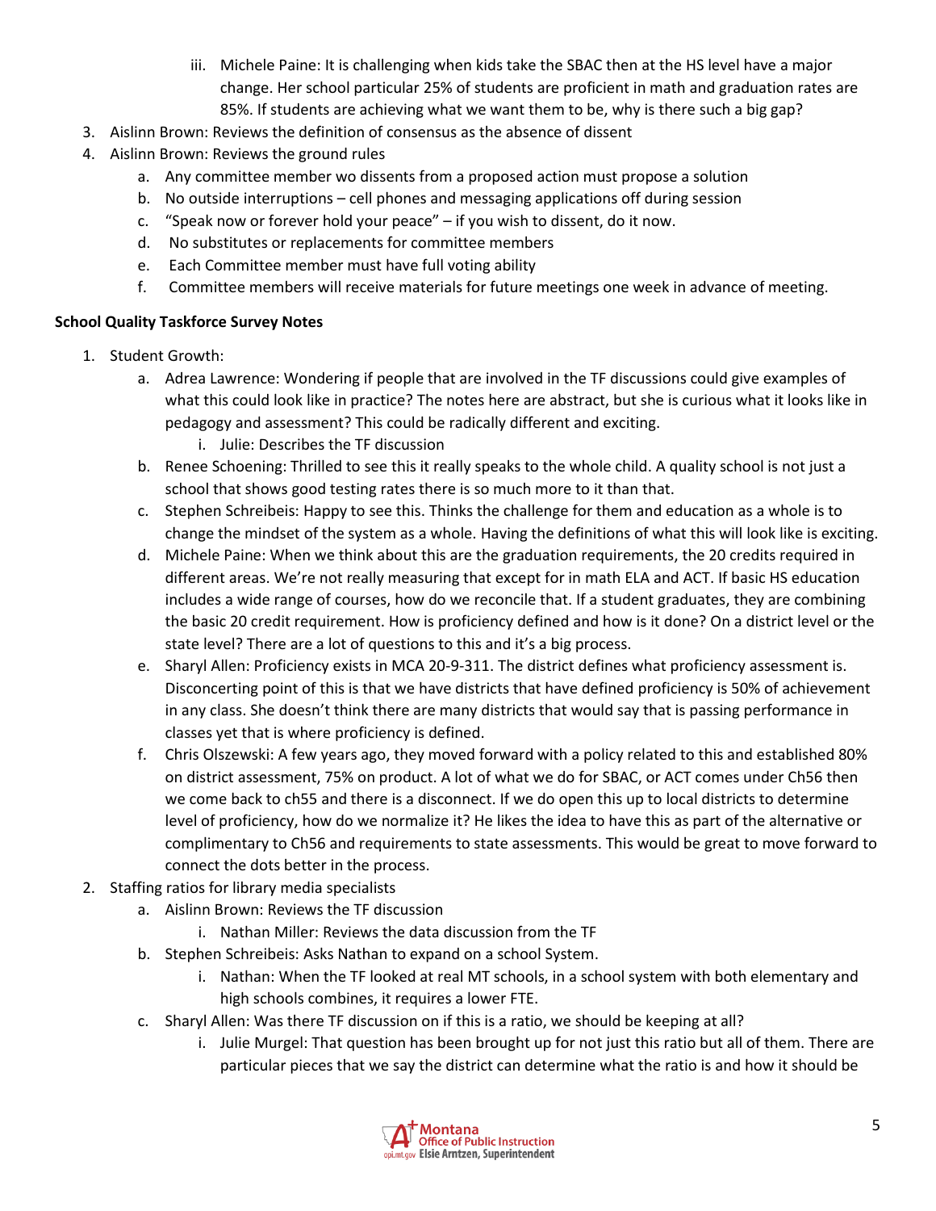iii. Michele Paine: It is challenging when kids take the SBAC then at the HS level have a major change. Her school particular 25% of students are proficient in math and graduation rates are 85%. If students are achieving what we want them to be, why is there such a big gap?

3. Aislinn Brown: Reviews the definition of consensus as the absence of dissent
4. Aislinn Brown: Reviews the ground rules
   a. Any committee member wo dissents from a proposed action must propose a solution
   b. No outside interruptions – cell phones and messaging applications off during session
   c. "Speak now or forever hold your peace" – if you wish to dissent, do it now.
   d. No substitutes or replacements for committee members
   e. Each Committee member must have full voting ability
   f. Committee members will receive materials for future meetings one week in advance of meeting.

**School Quality Taskforce Survey Notes**

1. Student Growth:
   a. Adrea Lawrence: Wondering if people that are involved in the TF discussions could give examples of what this could look like in practice? The notes here are abstract, but she is curious what it looks like in pedagogy and assessment? This could be radically different and exciting.
      i. Julie: Describes the TF discussion
   b. Renee Schoening: Thrilled to see this it really speaks to the whole child. A quality school is not just a school that shows good testing rates there is so much more to it than that.
   c. Stephen Schreibeis: Happy to see this. Thinks the challenge for them and education as a whole is to change the mindset of the system as a whole. Having the definitions of what this will look like is exciting.
   d. Michele Paine: When we think about this are the graduation requirements, the 20 credits required in different areas. We're not really measuring that except for in math ELA and ACT. If basic HS education includes a wide range of courses, how do we reconcile that. If a student graduates, they are combining the basic 20 credit requirement. How is proficiency defined and how is it done? On a district level or the state level? There are a lot of questions to this and it's a big process.
   e. Sharyl Allen: Proficiency exists in MCA 20-9-311. The district defines what proficiency assessment is. Disconcerting point of this is that we have districts that have defined proficiency is 50% of achievement in any class. She doesn't think there are many districts that would say that is passing performance in classes yet that is where proficiency is defined.
   f. Chris Olszewski: A few years ago, they moved forward with a policy related to this and established 80% on district assessment, 75% on product. A lot of what we do for SBAC, or ACT comes under Ch56 then we come back to ch55 and there is a disconnect. If we do open this up to local districts to determine level of proficiency, how do we normalize it? He likes the idea to have this as part of the alternative or complimentary to Ch56 and requirements to state assessments. This would be great to move forward to connect the dots better in the process.
2. Staffing ratios for library media specialists
   a. Aislinn Brown: Reviews the TF discussion
      i. Nathan Miller: Reviews the data discussion from the TF
   b. Stephen Schreibeis: Asks Nathan to expand on a school System.
      i. Nathan: When the TF looked at real MT schools, in a school system with both elementary and high schools combines, it requires a lower FTE.
   c. Sharyl Allen: Was there TF discussion on if this is a ratio, we should be keeping at all?
      i. Julie Murgel: That question has been brought up for not just this ratio but all of them. There are particular pieces that we say the district can determine what the ratio is and how it should be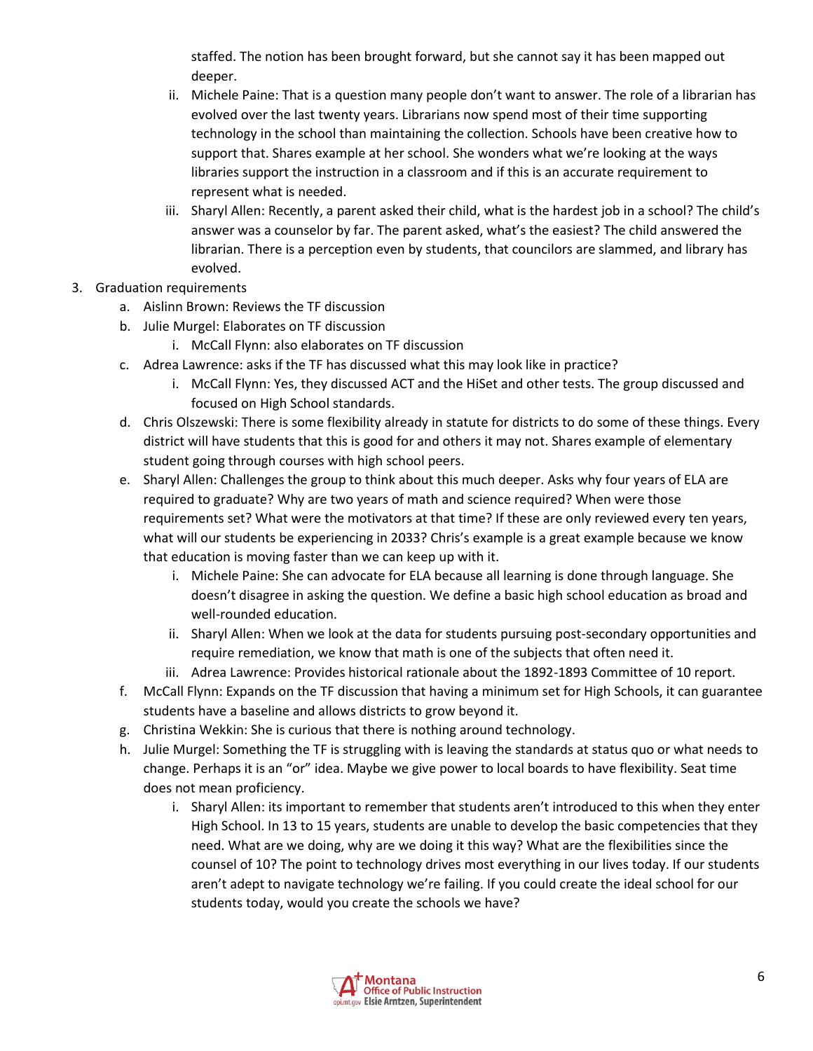staffed. The notion has been brought forward, but she cannot say it has been mapped out deeper.

   ii. Michele Paine: That is a question many people don't want to answer. The role of a librarian has evolved over the last twenty years. Librarians now spend most of their time supporting technology in the school than maintaining the collection. Schools have been creative how to support that. Shares example at her school. She wonders what we're looking at the ways libraries support the instruction in a classroom and if this is an accurate requirement to represent what is needed.
   iii. Sharyl Allen: Recently, a parent asked their child, what is the hardest job in a school? The child's answer was a counselor by far. The parent asked, what's the easiest? The child answered the librarian. There is a perception even by students, that councilors are slammed, and library has evolved.

3. Graduation requirements
   a. Aislinn Brown: Reviews the TF discussion
   b. Julie Murgel: Elaborates on TF discussion
      i. McCall Flynn: also elaborates on TF discussion
   c. Adrea Lawrence: asks if the TF has discussed what this may look like in practice?
      i. McCall Flynn: Yes, they discussed ACT and the HiSet and other tests. The group discussed and focused on High School standards.
   d. Chris Olszewski: There is some flexibility already in statute for districts to do some of these things. Every district will have students that this is good for and others it may not. Shares example of elementary student going through courses with high school peers.
   e. Sharyl Allen: Challenges the group to think about this much deeper. Asks why four years of ELA are required to graduate? Why are two years of math and science required? When were those requirements set? What were the motivators at that time? If these are only reviewed every ten years, what will our students be experiencing in 2033? Chris's example is a great example because we know that education is moving faster than we can keep up with it.
      i. Michele Paine: She can advocate for ELA because all learning is done through language. She doesn't disagree in asking the question. We define a basic high school education as broad and well-rounded education.
      ii. Sharyl Allen: When we look at the data for students pursuing post-secondary opportunities and require remediation, we know that math is one of the subjects that often need it.
      iii. Adrea Lawrence: Provides historical rationale about the 1892-1893 Committee of 10 report.
   f. McCall Flynn: Expands on the TF discussion that having a minimum set for High Schools, it can guarantee students have a baseline and allows districts to grow beyond it.
   g. Christina Wekkin: She is curious that there is nothing around technology.
   h. Julie Murgel: Something the TF is struggling with is leaving the standards at status quo or what needs to change. Perhaps it is an "or" idea. Maybe we give power to local boards to have flexibility. Seat time does not mean proficiency.
      i. Sharyl Allen: its important to remember that students aren't introduced to this when they enter High School. In 13 to 15 years, students are unable to develop the basic competencies that they need. What are we doing, why are we doing it this way? What are the flexibilities since the counsel of 10? The point to technology drives most everything in our lives today. If our students aren't adept to navigate technology we're failing. If you could create the ideal school for our students today, would you create the schools we have?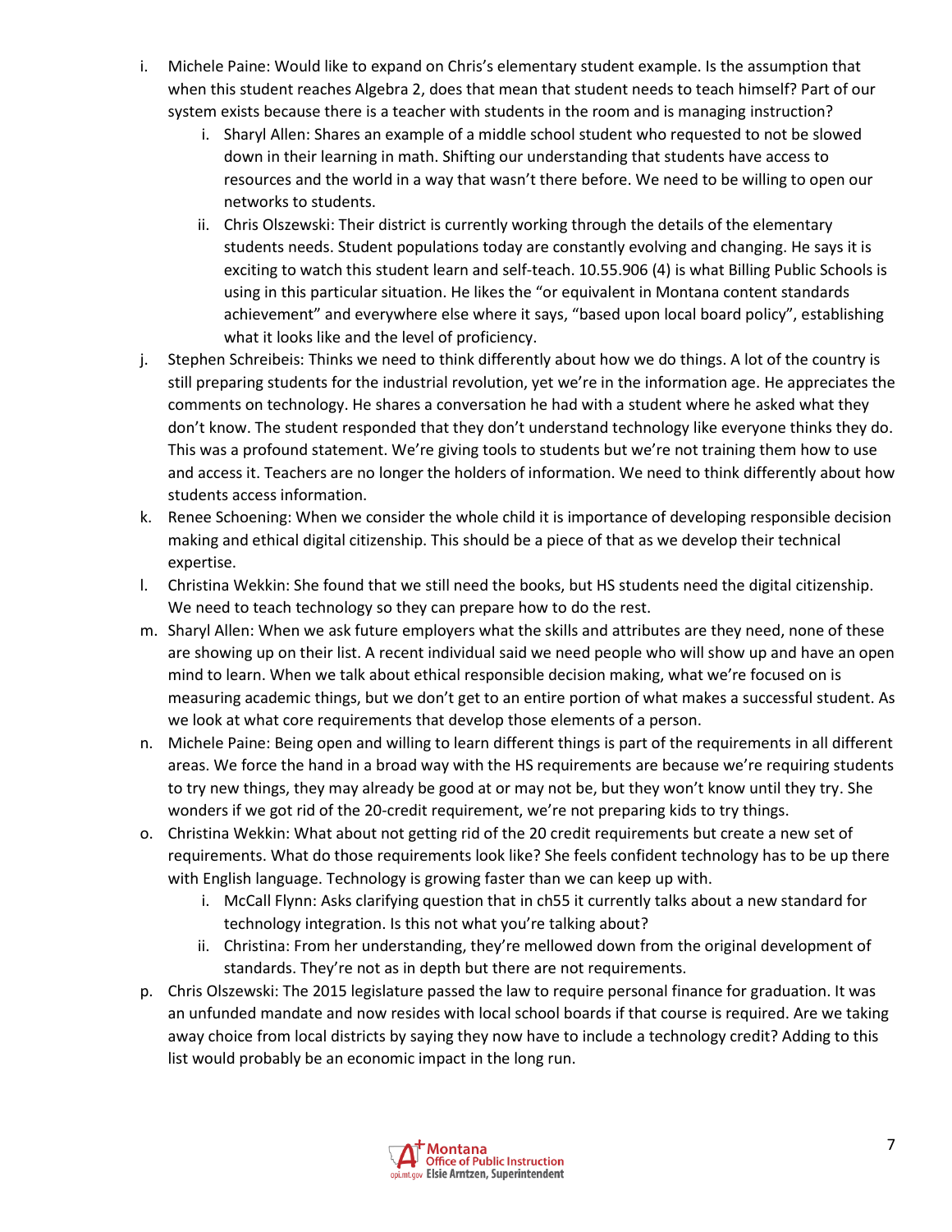i. Michele Paine: Would like to expand on Chris's elementary student example. Is the assumption that when this student reaches Algebra 2, does that mean that student needs to teach himself? Part of our system exists because there is a teacher with students in the room and is managing instruction?
   i. Sharyl Allen: Shares an example of a middle school student who requested to not be slowed down in their learning in math. Shifting our understanding that students have access to resources and the world in a way that wasn't there before. We need to be willing to open our networks to students.
   ii. Chris Olszewski: Their district is currently working through the details of the elementary students needs. Student populations today are constantly evolving and changing. He says it is exciting to watch this student learn and self-teach. 10.55.906 (4) is what Billing Public Schools is using in this particular situation. He likes the "or equivalent in Montana content standards achievement" and everywhere else where it says, "based upon local board policy", establishing what it looks like and the level of proficiency.

j. Stephen Schreibeis: Thinks we need to think differently about how we do things. A lot of the country is still preparing students for the industrial revolution, yet we're in the information age. He appreciates the comments on technology. He shares a conversation he had with a student where he asked what they don't know. The student responded that they don't understand technology like everyone thinks they do. This was a profound statement. We're giving tools to students but we're not training them how to use and access it. Teachers are no longer the holders of information. We need to think differently about how students access information.

k. Renee Schoening: When we consider the whole child it is importance of developing responsible decision making and ethical digital citizenship. This should be a piece of that as we develop their technical expertise.

l. Christina Wekkin: She found that we still need the books, but HS students need the digital citizenship. We need to teach technology so they can prepare how to do the rest.

m. Sharyl Allen: When we ask future employers what the skills and attributes are they need, none of these are showing up on their list. A recent individual said we need people who will show up and have an open mind to learn. When we talk about ethical responsible decision making, what we're focused on is measuring academic things, but we don't get to an entire portion of what makes a successful student. As we look at what core requirements that develop those elements of a person.

n. Michele Paine: Being open and willing to learn different things is part of the requirements in all different areas. We force the hand in a broad way with the HS requirements are because we're requiring students to try new things, they may already be good at or may not be, but they won't know until they try. She wonders if we got rid of the 20-credit requirement, we're not preparing kids to try things.

o. Christina Wekkin: What about not getting rid of the 20 credit requirements but create a new set of requirements. What do those requirements look like? She feels confident technology has to be up there with English language. Technology is growing faster than we can keep up with.
   i. McCall Flynn: Asks clarifying question that in ch55 it currently talks about a new standard for technology integration. Is this not what you're talking about?
   ii. Christina: From her understanding, they're mellowed down from the original development of standards. They're not as in depth but there are not requirements.

p. Chris Olszewski: The 2015 legislature passed the law to require personal finance for graduation. It was an unfunded mandate and now resides with local school boards if that course is required. Are we taking away choice from local districts by saying they now have to include a technology credit? Adding to this list would probably be an economic impact in the long run.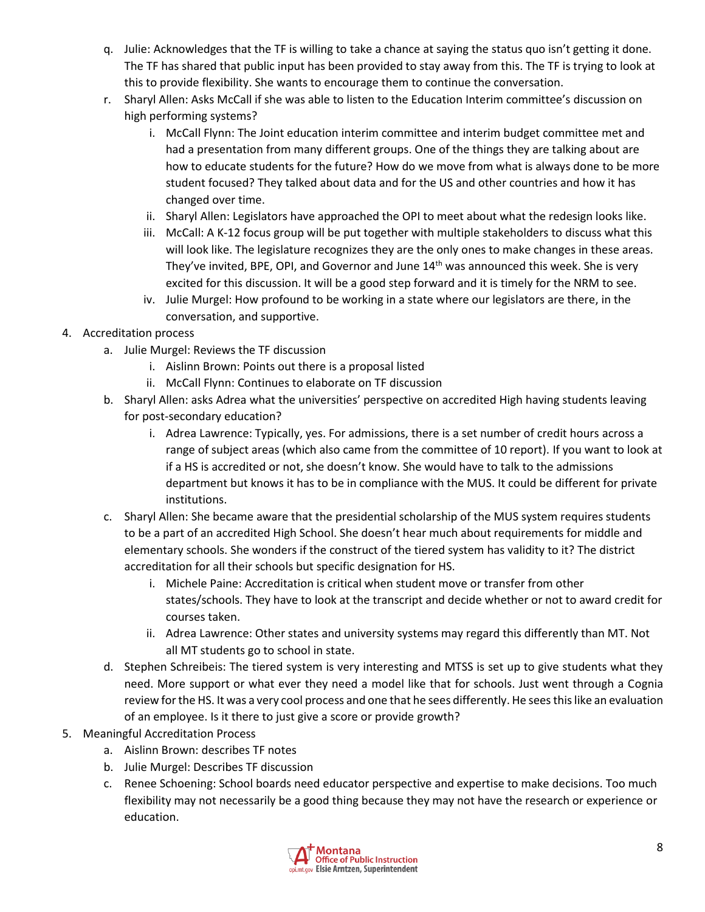q. Julie: Acknowledges that the TF is willing to take a chance at saying the status quo isn't getting it done. The TF has shared that public input has been provided to stay away from this. The TF is trying to look at this to provide flexibility. She wants to encourage them to continue the conversation.

r. Sharyl Allen: Asks McCall if she was able to listen to the Education Interim committee's discussion on high performing systems?

   i. McCall Flynn: The Joint education interim committee and interim budget committee met and had a presentation from many different groups. One of the things they are talking about are how to educate students for the future? How do we move from what is always done to be more student focused? They talked about data and for the US and other countries and how it has changed over time.

   ii. Sharyl Allen: Legislators have approached the OPI to meet about what the redesign looks like.

   iii. McCall: A K-12 focus group will be put together with multiple stakeholders to discuss what this will look like. The legislature recognizes they are the only ones to make changes in these areas. They've invited, BPE, OPI, and Governor and June 14th was announced this week. She is very excited for this discussion. It will be a good step forward and it is timely for the NRM to see.

   iv. Julie Murgel: How profound to be working in a state where our legislators are there, in the conversation, and supportive.

4. Accreditation process

   a. Julie Murgel: Reviews the TF discussion

      i. Aislinn Brown: Points out there is a proposal listed

      ii. McCall Flynn: Continues to elaborate on TF discussion

   b. Sharyl Allen: asks Adrea what the universities' perspective on accredited High having students leaving for post-secondary education?

      i. Adrea Lawrence: Typically, yes. For admissions, there is a set number of credit hours across a range of subject areas (which also came from the committee of 10 report). If you want to look at if a HS is accredited or not, she doesn't know. She would have to talk to the admissions department but knows it has to be in compliance with the MUS. It could be different for private institutions.

   c. Sharyl Allen: She became aware that the presidential scholarship of the MUS system requires students to be a part of an accredited High School. She doesn't hear much about requirements for middle and elementary schools. She wonders if the construct of the tiered system has validity to it? The district accreditation for all their schools but specific designation for HS.

      i. Michele Paine: Accreditation is critical when student move or transfer from other states/schools. They have to look at the transcript and decide whether or not to award credit for courses taken.

      ii. Adrea Lawrence: Other states and university systems may regard this differently than MT. Not all MT students go to school in state.

   d. Stephen Schreibeis: The tiered system is very interesting and MTSS is set up to give students what they need. More support or what ever they need a model like that for schools. Just went through a Cognia review for the HS. It was a very cool process and one that he sees differently. He sees this like an evaluation of an employee. Is it there to just give a score or provide growth?

5. Meaningful Accreditation Process

   a. Aislinn Brown: describes TF notes

   b. Julie Murgel: Describes TF discussion

   c. Renee Schoening: School boards need educator perspective and expertise to make decisions. Too much flexibility may not necessarily be a good thing because they may not have the research or experience or education.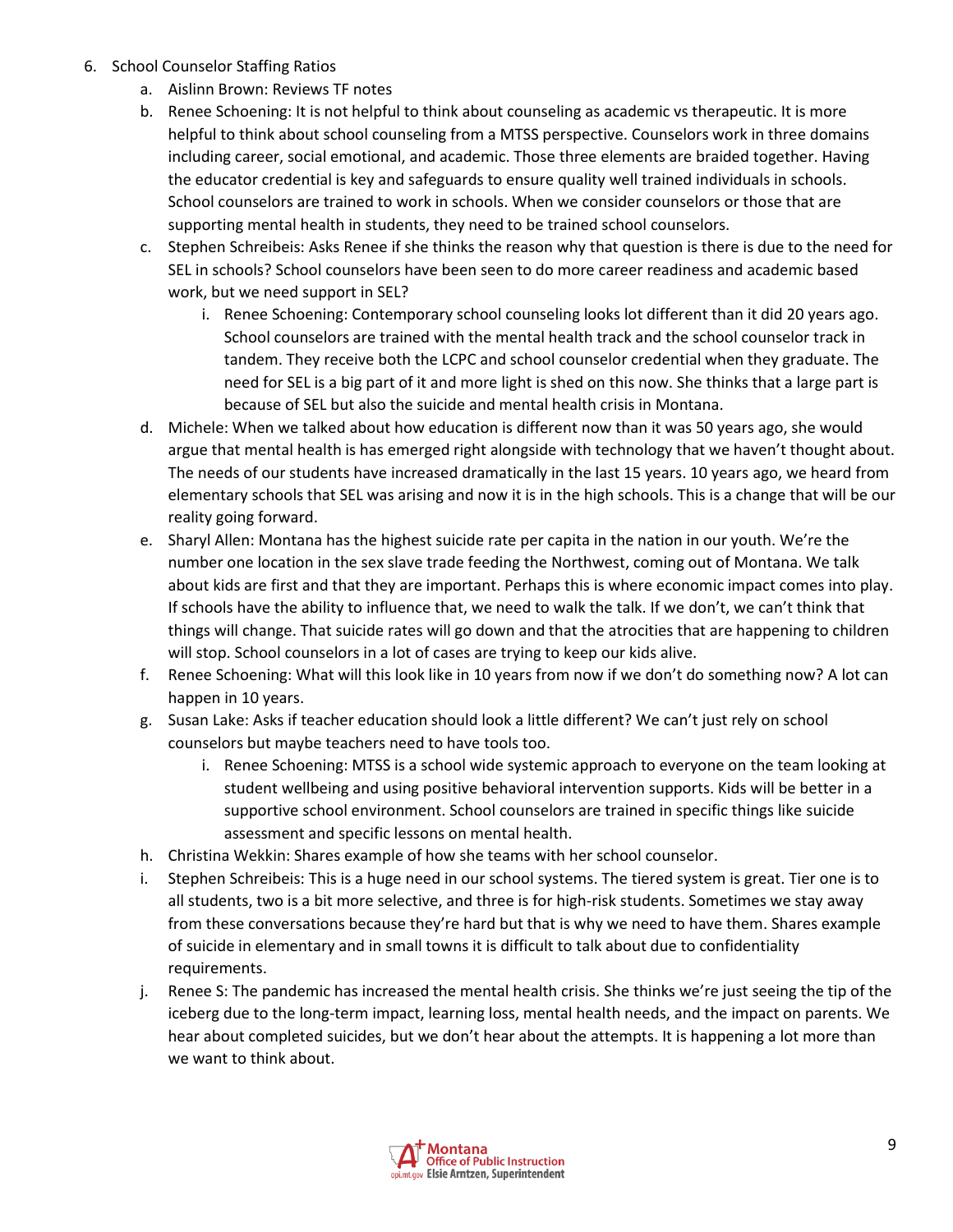6. School Counselor Staffing Ratios
   a. Aislinn Brown: Reviews TF notes
   b. Renee Schoening: It is not helpful to think about counseling as academic vs therapeutic. It is more helpful to think about school counseling from a MTSS perspective. Counselors work in three domains including career, social emotional, and academic. Those three elements are braided together. Having the educator credential is key and safeguards to ensure quality well trained individuals in schools. School counselors are trained to work in schools. When we consider counselors or those that are supporting mental health in students, they need to be trained school counselors.
   c. Stephen Schreibeis: Asks Renee if she thinks the reason why that question is there is due to the need for SEL in schools? School counselors have been seen to do more career readiness and academic based work, but we need support in SEL?
      i. Renee Schoening: Contemporary school counseling looks lot different than it did 20 years ago. School counselors are trained with the mental health track and the school counselor track in tandem. They receive both the LCPC and school counselor credential when they graduate. The need for SEL is a big part of it and more light is shed on this now. She thinks that a large part is because of SEL but also the suicide and mental health crisis in Montana.
   d. Michele: When we talked about how education is different now than it was 50 years ago, she would argue that mental health is has emerged right alongside with technology that we haven't thought about. The needs of our students have increased dramatically in the last 15 years. 10 years ago, we heard from elementary schools that SEL was arising and now it is in the high schools. This is a change that will be our reality going forward.
   e. Sharyl Allen: Montana has the highest suicide rate per capita in the nation in our youth. We're the number one location in the sex slave trade feeding the Northwest, coming out of Montana. We talk about kids are first and that they are important. Perhaps this is where economic impact comes into play. If schools have the ability to influence that, we need to walk the talk. If we don't, we can't think that things will change. That suicide rates will go down and that the atrocities that are happening to children will stop. School counselors in a lot of cases are trying to keep our kids alive.
   f. Renee Schoening: What will this look like in 10 years from now if we don't do something now? A lot can happen in 10 years.
   g. Susan Lake: Asks if teacher education should look a little different? We can't just rely on school counselors but maybe teachers need to have tools too.
      i. Renee Schoening: MTSS is a school wide systemic approach to everyone on the team looking at student wellbeing and using positive behavioral intervention supports. Kids will be better in a supportive school environment. School counselors are trained in specific things like suicide assessment and specific lessons on mental health.
   h. Christina Wekkin: Shares example of how she teams with her school counselor.
   i. Stephen Schreibeis: This is a huge need in our school systems. The tiered system is great. Tier one is to all students, two is a bit more selective, and three is for high-risk students. Sometimes we stay away from these conversations because they're hard but that is why we need to have them. Shares example of suicide in elementary and in small towns it is difficult to talk about due to confidentiality requirements.
   j. Renee S: The pandemic has increased the mental health crisis. She thinks we're just seeing the tip of the iceberg due to the long-term impact, learning loss, mental health needs, and the impact on parents. We hear about completed suicides, but we don't hear about the attempts. It is happening a lot more than we want to think about.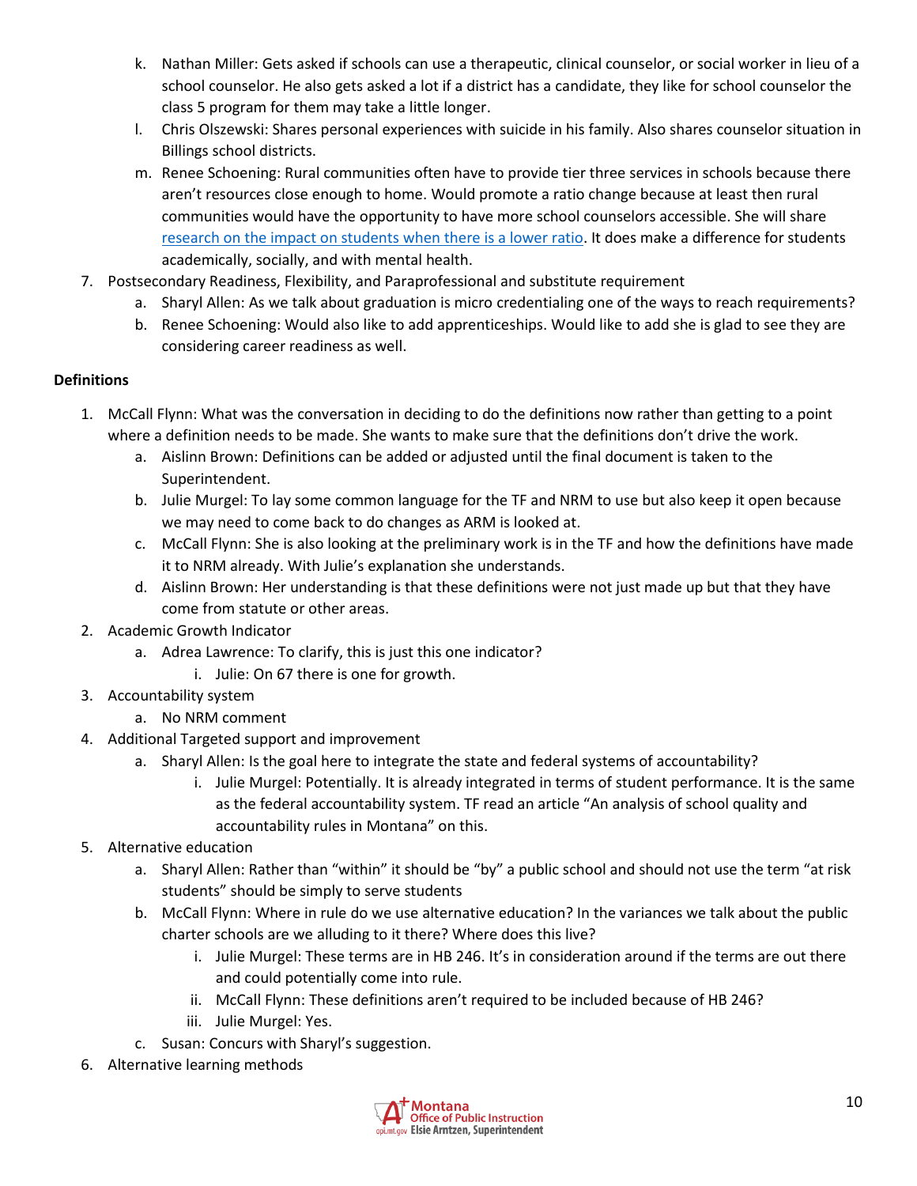k. Nathan Miller: Gets asked if schools can use a therapeutic, clinical counselor, or social worker in lieu of a school counselor. He also gets asked a lot if a district has a candidate, they like for school counselor the class 5 program for them may take a little longer.
   l. Chris Olszewski: Shares personal experiences with suicide in his family. Also shares counselor situation in Billings school districts.
   m. Renee Schoening: Rural communities often have to provide tier three services in schools because there aren't resources close enough to home. Would promote a ratio change because at least then rural communities would have the opportunity to have more school counselors accessible. She will share [research on the impact on students when there is a lower ratio](). It does make a difference for students academically, socially, and with mental health.

7. Postsecondary Readiness, Flexibility, and Paraprofessional and substitute requirement
   a. Sharyl Allen: As we talk about graduation is micro credentialing one of the ways to reach requirements?
   b. Renee Schoening: Would also like to add apprenticeships. Would like to add she is glad to see they are considering career readiness as well.

**Definitions**

1. McCall Flynn: What was the conversation in deciding to do the definitions now rather than getting to a point where a definition needs to be made. She wants to make sure that the definitions don't drive the work.
   a. Aislinn Brown: Definitions can be added or adjusted until the final document is taken to the Superintendent.
   b. Julie Murgel: To lay some common language for the TF and NRM to use but also keep it open because we may need to come back to do changes as ARM is looked at.
   c. McCall Flynn: She is also looking at the preliminary work is in the TF and how the definitions have made it to NRM already. With Julie's explanation she understands.
   d. Aislinn Brown: Her understanding is that these definitions were not just made up but that they have come from statute or other areas.
2. Academic Growth Indicator
   a. Adrea Lawrence: To clarify, this is just this one indicator?
      i. Julie: On 67 there is one for growth.
3. Accountability system
   a. No NRM comment
4. Additional Targeted support and improvement
   a. Sharyl Allen: Is the goal here to integrate the state and federal systems of accountability?
      i. Julie Murgel: Potentially. It is already integrated in terms of student performance. It is the same as the federal accountability system. TF read an article "An analysis of school quality and accountability rules in Montana" on this.
5. Alternative education
   a. Sharyl Allen: Rather than "within" it should be "by" a public school and should not use the term "at risk students" should be simply to serve students
   b. McCall Flynn: Where in rule do we use alternative education? In the variances we talk about the public charter schools are we alluding to it there? Where does this live?
      i. Julie Murgel: These terms are in HB 246. It's in consideration around if the terms are out there and could potentially come into rule.
      ii. McCall Flynn: These definitions aren't required to be included because of HB 246?
      iii. Julie Murgel: Yes.
   c. Susan: Concurs with Sharyl's suggestion.
6. Alternative learning methods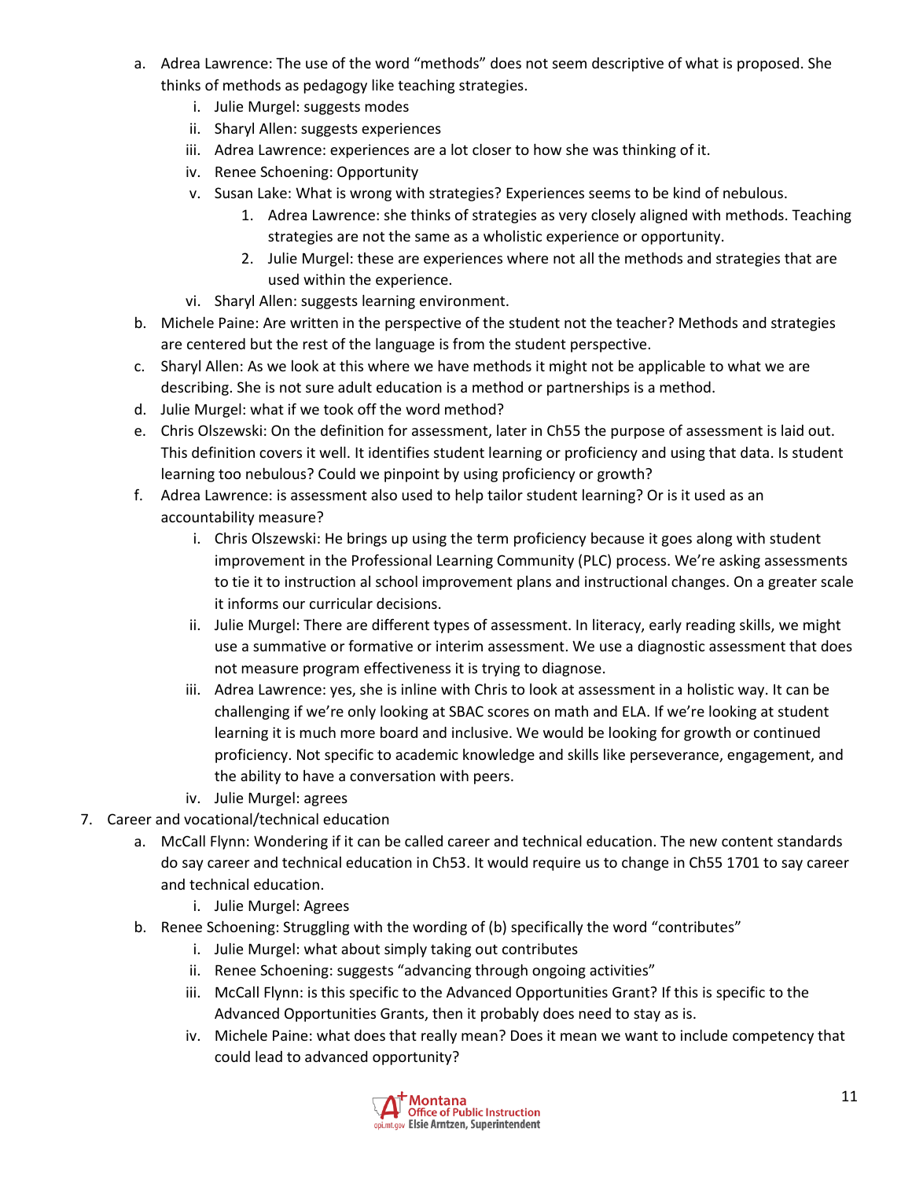a. Adrea Lawrence: The use of the word "methods" does not seem descriptive of what is proposed. She thinks of methods as pedagogy like teaching strategies.
      i. Julie Murgel: suggests modes
      ii. Sharyl Allen: suggests experiences
      iii. Adrea Lawrence: experiences are a lot closer to how she was thinking of it.
      iv. Renee Schoening: Opportunity
      v. Susan Lake: What is wrong with strategies? Experiences seems to be kind of nebulous.
         1. Adrea Lawrence: she thinks of strategies as very closely aligned with methods. Teaching strategies are not the same as a wholistic experience or opportunity.
         2. Julie Murgel: these are experiences where not all the methods and strategies that are used within the experience.
      vi. Sharyl Allen: suggests learning environment.
   b. Michele Paine: Are written in the perspective of the student not the teacher? Methods and strategies are centered but the rest of the language is from the student perspective.
   c. Sharyl Allen: As we look at this where we have methods it might not be applicable to what we are describing. She is not sure adult education is a method or partnerships is a method.
   d. Julie Murgel: what if we took off the word method?
   e. Chris Olszewski: On the definition for assessment, later in Ch55 the purpose of assessment is laid out. This definition covers it well. It identifies student learning or proficiency and using that data. Is student learning too nebulous? Could we pinpoint by using proficiency or growth?
   f. Adrea Lawrence: is assessment also used to help tailor student learning? Or is it used as an accountability measure?
      i. Chris Olszewski: He brings up using the term proficiency because it goes along with student improvement in the Professional Learning Community (PLC) process. We're asking assessments to tie it to instruction al school improvement plans and instructional changes. On a greater scale it informs our curricular decisions.
      ii. Julie Murgel: There are different types of assessment. In literacy, early reading skills, we might use a summative or formative or interim assessment. We use a diagnostic assessment that does not measure program effectiveness it is trying to diagnose.
      iii. Adrea Lawrence: yes, she is inline with Chris to look at assessment in a holistic way. It can be challenging if we're only looking at SBAC scores on math and ELA. If we're looking at student learning it is much more board and inclusive. We would be looking for growth or continued proficiency. Not specific to academic knowledge and skills like perseverance, engagement, and the ability to have a conversation with peers.
      iv. Julie Murgel: agrees
7. Career and vocational/technical education
   a. McCall Flynn: Wondering if it can be called career and technical education. The new content standards do say career and technical education in Ch53. It would require us to change in Ch55 1701 to say career and technical education.
      i. Julie Murgel: Agrees
   b. Renee Schoening: Struggling with the wording of (b) specifically the word "contributes"
      i. Julie Murgel: what about simply taking out contributes
      ii. Renee Schoening: suggests "advancing through ongoing activities"
      iii. McCall Flynn: is this specific to the Advanced Opportunities Grant? If this is specific to the Advanced Opportunities Grants, then it probably does need to stay as is.
      iv. Michele Paine: what does that really mean? Does it mean we want to include competency that could lead to advanced opportunity?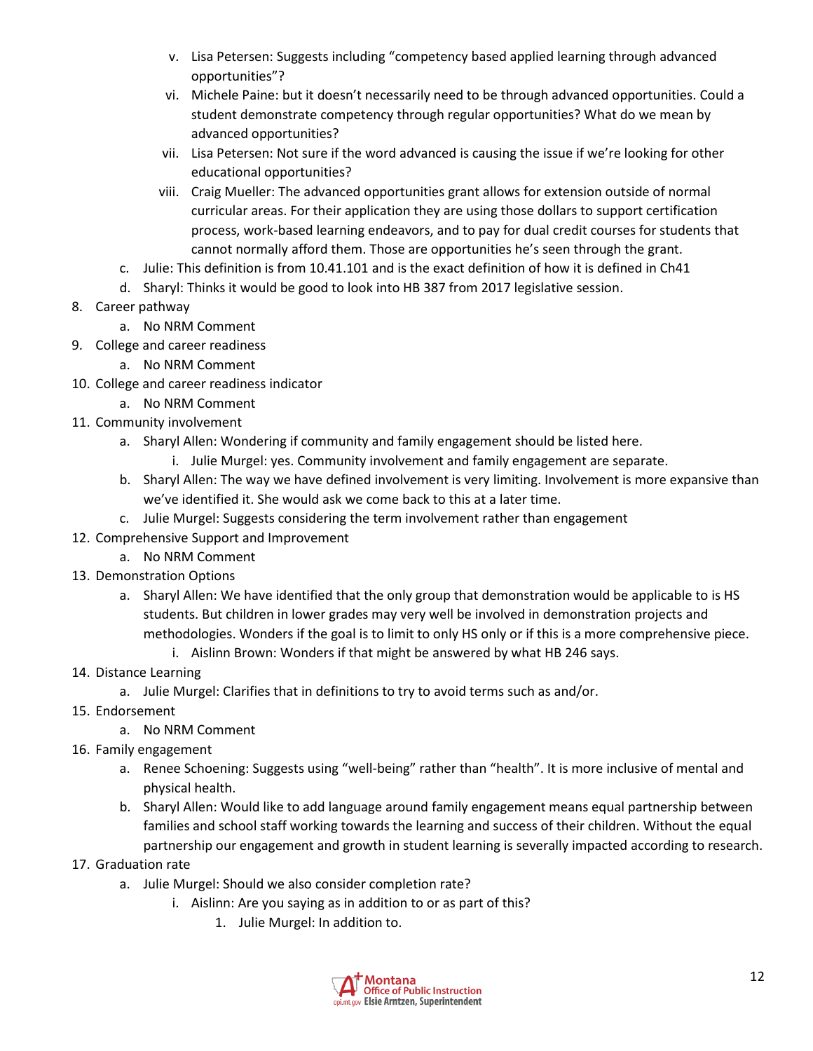v. Lisa Petersen: Suggests including "competency based applied learning through advanced opportunities"?
    vi. Michele Paine: but it doesn't necessarily need to be through advanced opportunities. Could a student demonstrate competency through regular opportunities? What do we mean by advanced opportunities?
    vii. Lisa Petersen: Not sure if the word advanced is causing the issue if we're looking for other educational opportunities?
    viii. Craig Mueller: The advanced opportunities grant allows for extension outside of normal curricular areas. For their application they are using those dollars to support certification process, work-based learning endeavors, and to pay for dual credit courses for students that cannot normally afford them. Those are opportunities he's seen through the grant.

   c. Julie: This definition is from 10.41.101 and is the exact definition of how it is defined in Ch41
   d. Sharyl: Thinks it would be good to look into HB 387 from 2017 legislative session.

8. Career pathway
   a. No NRM Comment
9. College and career readiness
   a. No NRM Comment
10. College and career readiness indicator
    a. No NRM Comment
11. Community involvement
    a. Sharyl Allen: Wondering if community and family engagement should be listed here.
       i. Julie Murgel: yes. Community involvement and family engagement are separate.
    b. Sharyl Allen: The way we have defined involvement is very limiting. Involvement is more expansive than we've identified it. She would ask we come back to this at a later time.
    c. Julie Murgel: Suggests considering the term involvement rather than engagement
12. Comprehensive Support and Improvement
    a. No NRM Comment
13. Demonstration Options
    a. Sharyl Allen: We have identified that the only group that demonstration would be applicable to is HS students. But children in lower grades may very well be involved in demonstration projects and methodologies. Wonders if the goal is to limit to only HS only or if this is a more comprehensive piece.
       i. Aislinn Brown: Wonders if that might be answered by what HB 246 says.
14. Distance Learning
    a. Julie Murgel: Clarifies that in definitions to try to avoid terms such as and/or.
15. Endorsement
    a. No NRM Comment
16. Family engagement
    a. Renee Schoening: Suggests using "well-being" rather than "health". It is more inclusive of mental and physical health.
    b. Sharyl Allen: Would like to add language around family engagement means equal partnership between families and school staff working towards the learning and success of their children. Without the equal partnership our engagement and growth in student learning is severally impacted according to research.
17. Graduation rate
    a. Julie Murgel: Should we also consider completion rate?
       i. Aislinn: Are you saying as in addition to or as part of this?
          1. Julie Murgel: In addition to.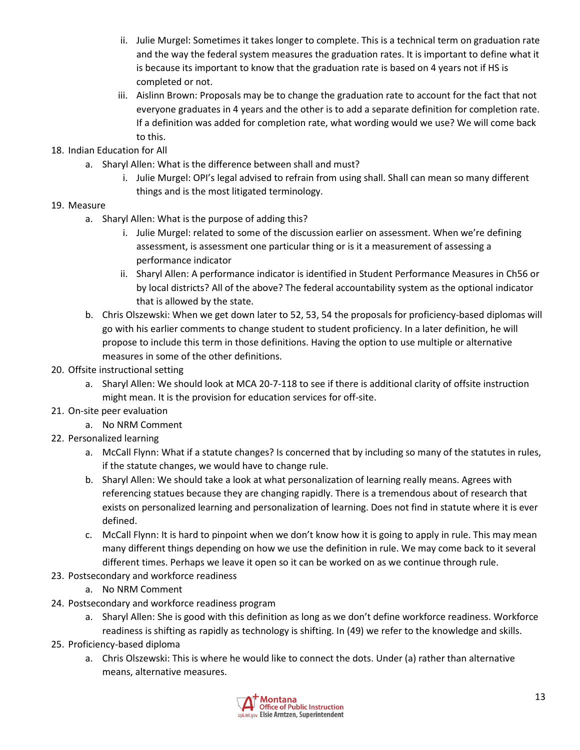ii. Julie Murgel: Sometimes it takes longer to complete. This is a technical term on graduation rate and the way the federal system measures the graduation rates. It is important to define what it is because its important to know that the graduation rate is based on 4 years not if HS is completed or not.

   iii. Aislinn Brown: Proposals may be to change the graduation rate to account for the fact that not everyone graduates in 4 years and the other is to add a separate definition for completion rate. If a definition was added for completion rate, what wording would we use? We will come back to this.

18. Indian Education for All
    a. Sharyl Allen: What is the difference between shall and must?
       i. Julie Murgel: OPI's legal advised to refrain from using shall. Shall can mean so many different things and is the most litigated terminology.
19. Measure
    a. Sharyl Allen: What is the purpose of adding this?
       i. Julie Murgel: related to some of the discussion earlier on assessment. When we're defining assessment, is assessment one particular thing or is it a measurement of assessing a performance indicator
       ii. Sharyl Allen: A performance indicator is identified in Student Performance Measures in Ch56 or by local districts? All of the above? The federal accountability system as the optional indicator that is allowed by the state.
    b. Chris Olszewski: When we get down later to 52, 53, 54 the proposals for proficiency-based diplomas will go with his earlier comments to change student to student proficiency. In a later definition, he will propose to include this term in those definitions. Having the option to use multiple or alternative measures in some of the other definitions.
20. Offsite instructional setting
    a. Sharyl Allen: We should look at MCA 20-7-118 to see if there is additional clarity of offsite instruction might mean. It is the provision for education services for off-site.
21. On-site peer evaluation
    a. No NRM Comment
22. Personalized learning
    a. McCall Flynn: What if a statute changes? Is concerned that by including so many of the statutes in rules, if the statute changes, we would have to change rule.
    b. Sharyl Allen: We should take a look at what personalization of learning really means. Agrees with referencing statues because they are changing rapidly. There is a tremendous about of research that exists on personalized learning and personalization of learning. Does not find in statute where it is ever defined.
    c. McCall Flynn: It is hard to pinpoint when we don't know how it is going to apply in rule. This may mean many different things depending on how we use the definition in rule. We may come back to it several different times. Perhaps we leave it open so it can be worked on as we continue through rule.
23. Postsecondary and workforce readiness
    a. No NRM Comment
24. Postsecondary and workforce readiness program
    a. Sharyl Allen: She is good with this definition as long as we don't define workforce readiness. Workforce readiness is shifting as rapidly as technology is shifting. In (49) we refer to the knowledge and skills.
25. Proficiency-based diploma
    a. Chris Olszewski: This is where he would like to connect the dots. Under (a) rather than alternative means, alternative measures.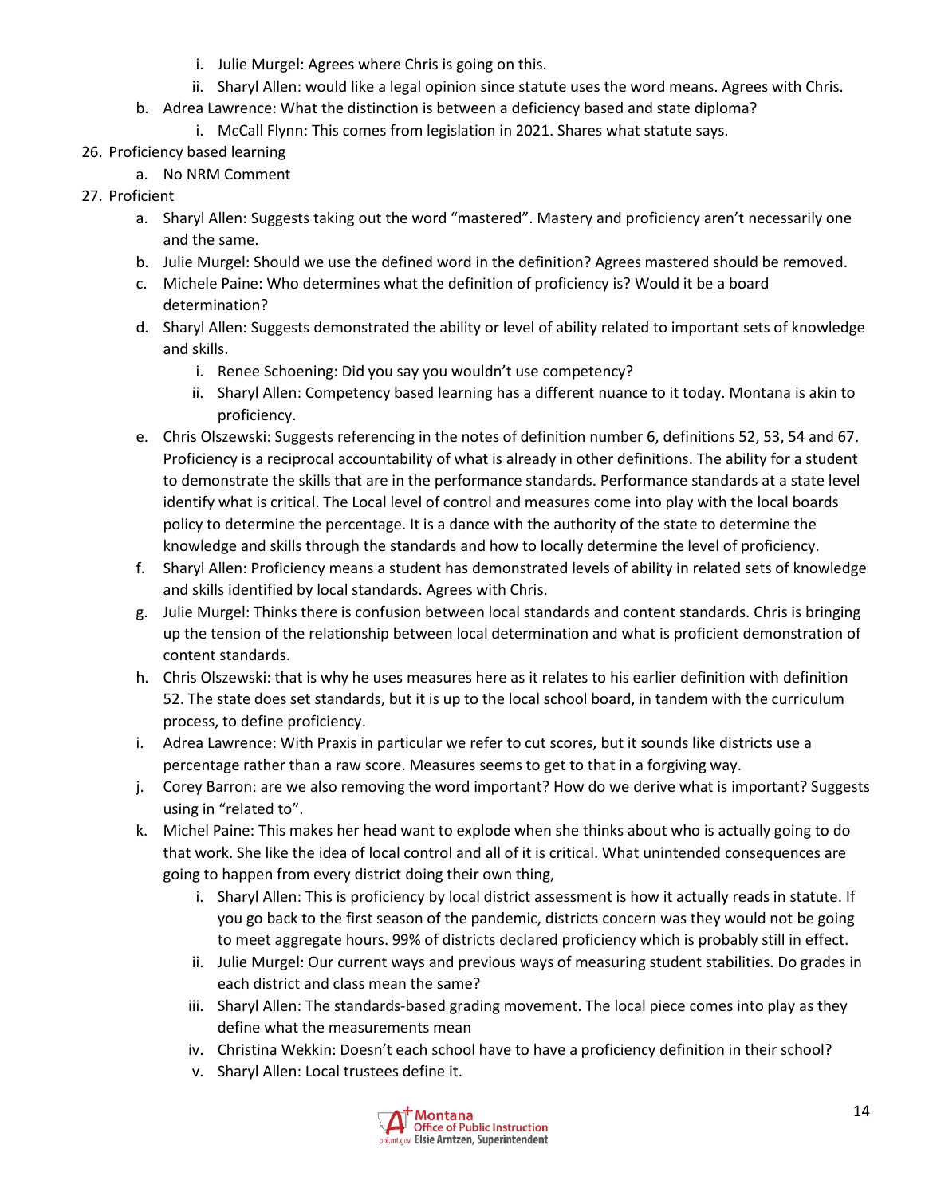i. Julie Murgel: Agrees where Chris is going on this.
   ii. Sharyl Allen: would like a legal opinion since statute uses the word means. Agrees with Chris.

b. Adrea Lawrence: What the distinction is between a deficiency based and state diploma?
   i. McCall Flynn: This comes from legislation in 2021. Shares what statute says.

26. Proficiency based learning
   a. No NRM Comment

27. Proficient
   a. Sharyl Allen: Suggests taking out the word "mastered". Mastery and proficiency aren't necessarily one and the same.
   b. Julie Murgel: Should we use the defined word in the definition? Agrees mastered should be removed.
   c. Michele Paine: Who determines what the definition of proficiency is? Would it be a board determination?
   d. Sharyl Allen: Suggests demonstrated the ability or level of ability related to important sets of knowledge and skills.
      i. Renee Schoening: Did you say you wouldn't use competency?
      ii. Sharyl Allen: Competency based learning has a different nuance to it today. Montana is akin to proficiency.
   e. Chris Olszewski: Suggests referencing in the notes of definition number 6, definitions 52, 53, 54 and 67. Proficiency is a reciprocal accountability of what is already in other definitions. The ability for a student to demonstrate the skills that are in the performance standards. Performance standards at a state level identify what is critical. The Local level of control and measures come into play with the local boards policy to determine the percentage. It is a dance with the authority of the state to determine the knowledge and skills through the standards and how to locally determine the level of proficiency.
   f. Sharyl Allen: Proficiency means a student has demonstrated levels of ability in related sets of knowledge and skills identified by local standards. Agrees with Chris.
   g. Julie Murgel: Thinks there is confusion between local standards and content standards. Chris is bringing up the tension of the relationship between local determination and what is proficient demonstration of content standards.
   h. Chris Olszewski: that is why he uses measures here as it relates to his earlier definition with definition 52. The state does set standards, but it is up to the local school board, in tandem with the curriculum process, to define proficiency.
   i. Adrea Lawrence: With Praxis in particular we refer to cut scores, but it sounds like districts use a percentage rather than a raw score. Measures seems to get to that in a forgiving way.
   j. Corey Barron: are we also removing the word important? How do we derive what is important? Suggests using in "related to".
   k. Michel Paine: This makes her head want to explode when she thinks about who is actually going to do that work. She like the idea of local control and all of it is critical. What unintended consequences are going to happen from every district doing their own thing,
      i. Sharyl Allen: This is proficiency by local district assessment is how it actually reads in statute. If you go back to the first season of the pandemic, districts concern was they would not be going to meet aggregate hours. 99% of districts declared proficiency which is probably still in effect.
      ii. Julie Murgel: Our current ways and previous ways of measuring student stabilities. Do grades in each district and class mean the same?
      iii. Sharyl Allen: The standards-based grading movement. The local piece comes into play as they define what the measurements mean
      iv. Christina Wekkin: Doesn't each school have to have a proficiency definition in their school?
      v. Sharyl Allen: Local trustees define it.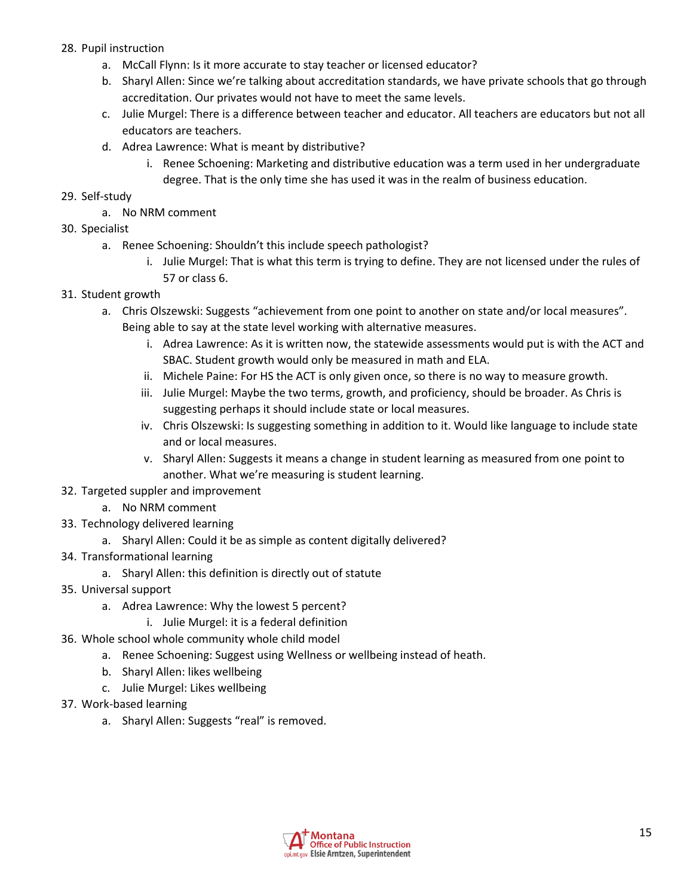28. Pupil instruction
    a. McCall Flynn: Is it more accurate to stay teacher or licensed educator?
    b. Sharyl Allen: Since we're talking about accreditation standards, we have private schools that go through accreditation. Our privates would not have to meet the same levels.
    c. Julie Murgel: There is a difference between teacher and educator. All teachers are educators but not all educators are teachers.
    d. Adrea Lawrence: What is meant by distributive?
        i. Renee Schoening: Marketing and distributive education was a term used in her undergraduate degree. That is the only time she has used it was in the realm of business education.
29. Self-study
    a. No NRM comment
30. Specialist
    a. Renee Schoening: Shouldn't this include speech pathologist?
        i. Julie Murgel: That is what this term is trying to define. They are not licensed under the rules of 57 or class 6.
31. Student growth
    a. Chris Olszewski: Suggests "achievement from one point to another on state and/or local measures". Being able to say at the state level working with alternative measures.
        i. Adrea Lawrence: As it is written now, the statewide assessments would put is with the ACT and SBAC. Student growth would only be measured in math and ELA.
        ii. Michele Paine: For HS the ACT is only given once, so there is no way to measure growth.
        iii. Julie Murgel: Maybe the two terms, growth, and proficiency, should be broader. As Chris is suggesting perhaps it should include state or local measures.
        iv. Chris Olszewski: Is suggesting something in addition to it. Would like language to include state and or local measures.
        v. Sharyl Allen: Suggests it means a change in student learning as measured from one point to another. What we're measuring is student learning.
32. Targeted suppler and improvement
    a. No NRM comment
33. Technology delivered learning
    a. Sharyl Allen: Could it be as simple as content digitally delivered?
34. Transformational learning
    a. Sharyl Allen: this definition is directly out of statute
35. Universal support
    a. Adrea Lawrence: Why the lowest 5 percent?
        i. Julie Murgel: it is a federal definition
36. Whole school whole community whole child model
    a. Renee Schoening: Suggest using Wellness or wellbeing instead of heath.
    b. Sharyl Allen: likes wellbeing
    c. Julie Murgel: Likes wellbeing
37. Work-based learning
    a. Sharyl Allen: Suggests "real" is removed.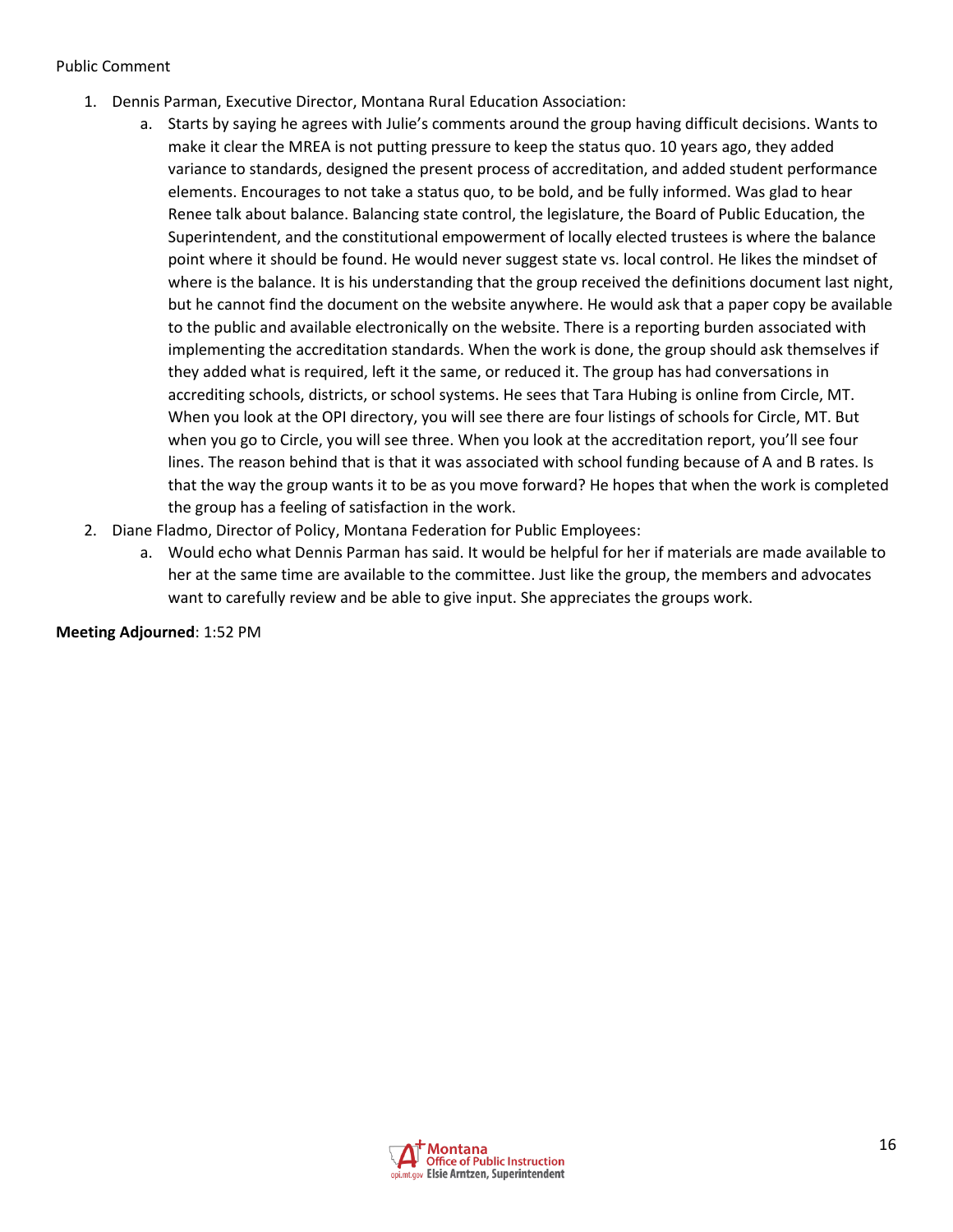Public Comment

1. Dennis Parman, Executive Director, Montana Rural Education Association:
   a. Starts by saying he agrees with Julie's comments around the group having difficult decisions. Wants to make it clear the MREA is not putting pressure to keep the status quo. 10 years ago, they added variance to standards, designed the present process of accreditation, and added student performance elements. Encourages to not take a status quo, to be bold, and be fully informed. Was glad to hear Renee talk about balance. Balancing state control, the legislature, the Board of Public Education, the Superintendent, and the constitutional empowerment of locally elected trustees is where the balance point where it should be found. He would never suggest state vs. local control. He likes the mindset of where is the balance. It is his understanding that the group received the definitions document last night, but he cannot find the document on the website anywhere. He would ask that a paper copy be available to the public and available electronically on the website. There is a reporting burden associated with implementing the accreditation standards. When the work is done, the group should ask themselves if they added what is required, left it the same, or reduced it. The group has had conversations in accrediting schools, districts, or school systems. He sees that Tara Hubing is online from Circle, MT. When you look at the OPI directory, you will see there are four listings of schools for Circle, MT. But when you go to Circle, you will see three. When you look at the accreditation report, you'll see four lines. The reason behind that is that it was associated with school funding because of A and B rates. Is that the way the group wants it to be as you move forward? He hopes that when the work is completed the group has a feeling of satisfaction in the work.
2. Diane Fladmo, Director of Policy, Montana Federation for Public Employees:
   a. Would echo what Dennis Parman has said. It would be helpful for her if materials are made available to her at the same time are available to the committee. Just like the group, the members and advocates want to carefully review and be able to give input. She appreciates the groups work.

**Meeting Adjourned**: 1:52 PM